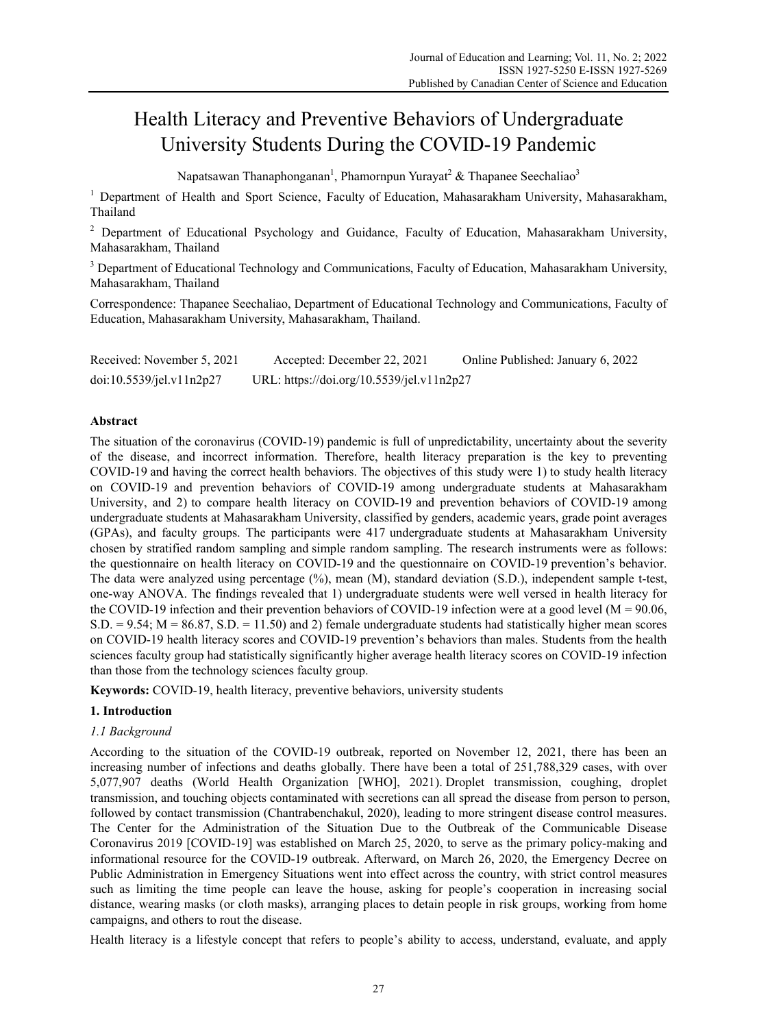# Health Literacy and Preventive Behaviors of Undergraduate University Students During the COVID-19 Pandemic

Napatsawan Thanaphonganan[1], Phamornpun Yurayat[2] & Thapanee Seechaliao[3]

[1] Department of Health and Sport Science, Faculty of Education, Mahasarakham University, Mahasarakham, Thailand

[2] Department of Educational Psychology and Guidance, Faculty of Education, Mahasarakham University, Mahasarakham, Thailand

[3] Department of Educational Technology and Communications, Faculty of Education, Mahasarakham University, Mahasarakham, Thailand

Correspondence: Thapanee Seechaliao, Department of Educational Technology and Communications, Faculty of Education, Mahasarakham University, Mahasarakham, Thailand.

Received: November 5, 2021 Accepted: December 22, 2021 Online Published: January 6, 2022

doi:10.5539/jel.v11n2p27 URL: https://doi.org/10.5539/jel.v11n2p27

## Abstract

The situation of the coronavirus (COVID-19) pandemic is full of unpredictability, uncertainty about the severity of the disease, and incorrect information. Therefore, health literacy preparation is the key to preventing COVID-19 and having the correct health behaviors. The objectives of this study were 1) to study health literacy on COVID-19 and prevention behaviors of COVID-19 among undergraduate students at Mahasarakham University, and 2) to compare health literacy on COVID-19 and prevention behaviors of COVID-19 among undergraduate students at Mahasarakham University, classified by genders, academic years, grade point averages (GPAs), and faculty groups. The participants were 417 undergraduate students at Mahasarakham University chosen by stratified random sampling and simple random sampling. The research instruments were as follows: the questionnaire on health literacy on COVID-19 and the questionnaire on COVID-19 prevention's behavior. The data were analyzed using percentage (%), mean (M), standard deviation (S.D.), independent sample t-test, one-way ANOVA. The findings revealed that 1) undergraduate students were well versed in health literacy for the COVID-19 infection and their prevention behaviors of COVID-19 infection were at a good level (M = 90.06, S.D. = 9.54; M = 86.87, S.D. = 11.50) and 2) female undergraduate students had statistically higher mean scores on COVID-19 health literacy scores and COVID-19 prevention's behaviors than males. Students from the health sciences faculty group had statistically significantly higher average health literacy scores on COVID-19 infection than those from the technology sciences faculty group.

**Keywords:** COVID-19, health literacy, preventive behaviors, university students

## 1. Introduction

### 1.1 Background

According to the situation of the COVID-19 outbreak, reported on November 12, 2021, there has been an increasing number of infections and deaths globally. There have been a total of 251,788,329 cases, with over 5,077,907 deaths (World Health Organization [WHO], 2021). Droplet transmission, coughing, droplet transmission, and touching objects contaminated with secretions can all spread the disease from person to person, followed by contact transmission (Chantrabenchakul, 2020), leading to more stringent disease control measures. The Center for the Administration of the Situation Due to the Outbreak of the Communicable Disease Coronavirus 2019 [COVID-19] was established on March 25, 2020, to serve as the primary policy-making and informational resource for the COVID-19 outbreak. Afterward, on March 26, 2020, the Emergency Decree on Public Administration in Emergency Situations went into effect across the country, with strict control measures such as limiting the time people can leave the house, asking for people's cooperation in increasing social distance, wearing masks (or cloth masks), arranging places to detain people in risk groups, working from home campaigns, and others to rout the disease.

Health literacy is a lifestyle concept that refers to people's ability to access, understand, evaluate, and apply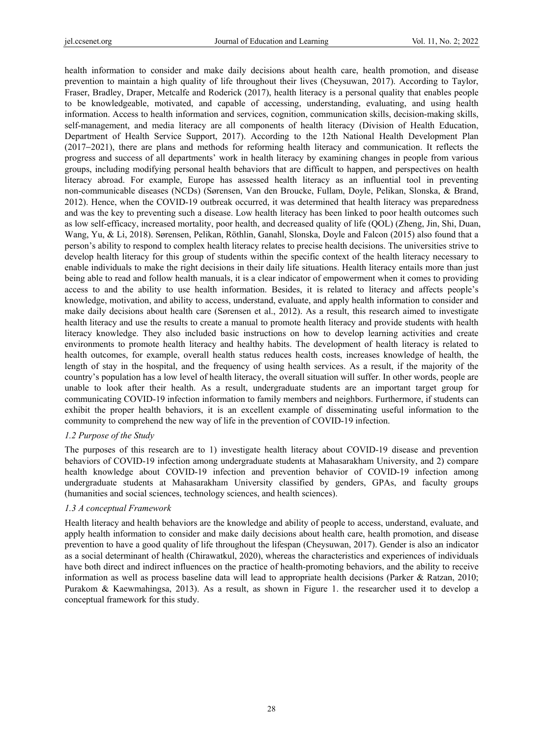health information to consider and make daily decisions about health care, health promotion, and disease prevention to maintain a high quality of life throughout their lives (Cheysuwan, 2017). According to Taylor, Fraser, Bradley, Draper, Metcalfe and Roderick (2017), health literacy is a personal quality that enables people to be knowledgeable, motivated, and capable of accessing, understanding, evaluating, and using health information. Access to health information and services, cognition, communication skills, decision-making skills, self-management, and media literacy are all components of health literacy (Division of Health Education, Department of Health Service Support, 2017). According to the 12th National Health Development Plan (2017−2021), there are plans and methods for reforming health literacy and communication. It reflects the progress and success of all departments' work in health literacy by examining changes in people from various groups, including modifying personal health behaviors that are difficult to happen, and perspectives on health literacy abroad. For example, Europe has assessed health literacy as an influential tool in preventing non-communicable diseases (NCDs) (Sørensen, Van den Broucke, Fullam, Doyle, Pelikan, Slonska, & Brand, 2012). Hence, when the COVID-19 outbreak occurred, it was determined that health literacy was preparedness and was the key to preventing such a disease. Low health literacy has been linked to poor health outcomes such as low self-efficacy, increased mortality, poor health, and decreased quality of life (QOL) (Zheng, Jin, Shi, Duan, Wang, Yu, & Li, 2018). Sørensen, Pelikan, Röthlin, Ganahl, Slonska, Doyle and Falcon (2015) also found that a person's ability to respond to complex health literacy relates to precise health decisions. The universities strive to develop health literacy for this group of students within the specific context of the health literacy necessary to enable individuals to make the right decisions in their daily life situations. Health literacy entails more than just being able to read and follow health manuals, it is a clear indicator of empowerment when it comes to providing access to and the ability to use health information. Besides, it is related to literacy and affects people's knowledge, motivation, and ability to access, understand, evaluate, and apply health information to consider and make daily decisions about health care (Sørensen et al., 2012). As a result, this research aimed to investigate health literacy and use the results to create a manual to promote health literacy and provide students with health literacy knowledge. They also included basic instructions on how to develop learning activities and create environments to promote health literacy and healthy habits. The development of health literacy is related to health outcomes, for example, overall health status reduces health costs, increases knowledge of health, the length of stay in the hospital, and the frequency of using health services. As a result, if the majority of the country's population has a low level of health literacy, the overall situation will suffer. In other words, people are unable to look after their health. As a result, undergraduate students are an important target group for communicating COVID-19 infection information to family members and neighbors. Furthermore, if students can exhibit the proper health behaviors, it is an excellent example of disseminating useful information to the community to comprehend the new way of life in the prevention of COVID-19 infection.

### *1.2 Purpose of the Study*

The purposes of this research are to 1) investigate health literacy about COVID-19 disease and prevention behaviors of COVID-19 infection among undergraduate students at Mahasarakham University, and 2) compare health knowledge about COVID-19 infection and prevention behavior of COVID-19 infection among undergraduate students at Mahasarakham University classified by genders, GPAs, and faculty groups (humanities and social sciences, technology sciences, and health sciences).

### *1.3 A conceptual Framework*

Health literacy and health behaviors are the knowledge and ability of people to access, understand, evaluate, and apply health information to consider and make daily decisions about health care, health promotion, and disease prevention to have a good quality of life throughout the lifespan (Cheysuwan, 2017). Gender is also an indicator as a social determinant of health (Chirawatkul, 2020), whereas the characteristics and experiences of individuals have both direct and indirect influences on the practice of health-promoting behaviors, and the ability to receive information as well as process baseline data will lead to appropriate health decisions (Parker & Ratzan, 2010; Purakom & Kaewmahingsa, 2013). As a result, as shown in Figure 1. the researcher used it to develop a conceptual framework for this study.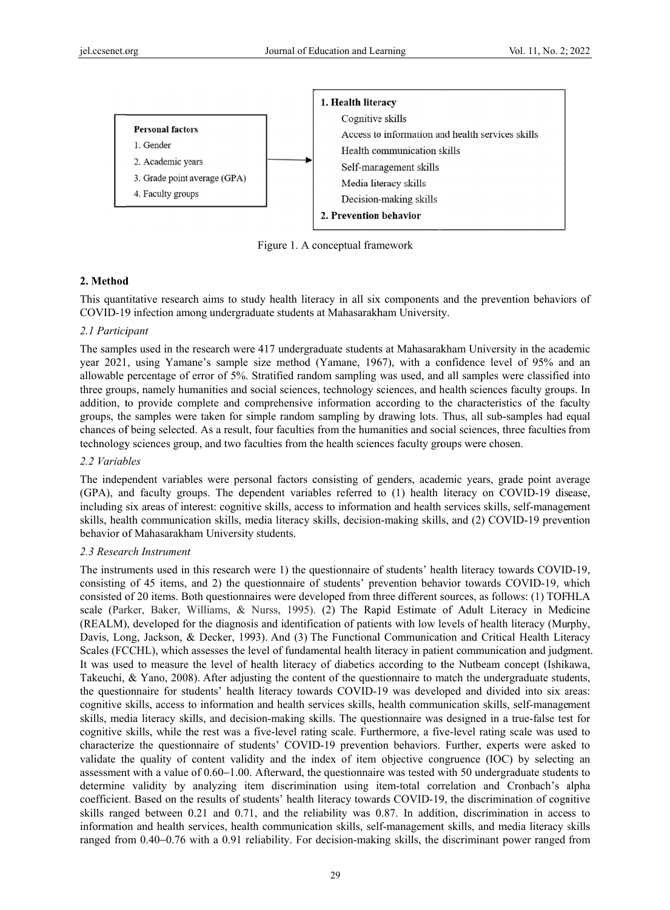**Personal factors**

1. Gender
2. Academic years
3. Grade point average (GPA)
4. Faculty groups

→

**1. Health literacy**

Cognitive skills

Access to information and health services skills

Health communication skills

Self-management skills

Media literacy skills

Decision-making skills

**2. Prevention behavior**

Figure 1. A conceptual framework

## 2. Method

This quantitative research aims to study health literacy in all six components and the prevention behaviors of COVID-19 infection among undergraduate students at Mahasarakham University.

### *2.1 Participant*

The samples used in the research were 417 undergraduate students at Mahasarakham University in the academic year 2021, using Yamane's sample size method (Yamane, 1967), with a confidence level of 95% and an allowable percentage of error of 5%. Stratified random sampling was used, and all samples were classified into three groups, namely humanities and social sciences, technology sciences, and health sciences faculty groups. In addition, to provide complete and comprehensive information according to the characteristics of the faculty groups, the samples were taken for simple random sampling by drawing lots. Thus, all sub-samples had equal chances of being selected. As a result, four faculties from the humanities and social sciences, three faculties from technology sciences group, and two faculties from the health sciences faculty groups were chosen.

### *2.2 Variables*

The independent variables were personal factors consisting of genders, academic years, grade point average (GPA), and faculty groups. The dependent variables referred to (1) health literacy on COVID-19 disease, including six areas of interest: cognitive skills, access to information and health services skills, self-management skills, health communication skills, media literacy skills, decision-making skills, and (2) COVID-19 prevention behavior of Mahasarakham University students.

### *2.3 Research Instrument*

The instruments used in this research were 1) the questionnaire of students' health literacy towards COVID-19, consisting of 45 items, and 2) the questionnaire of students' prevention behavior towards COVID-19, which consisted of 20 items. Both questionnaires were developed from three different sources, as follows: (1) TOFHLA scale (Parker, Baker, Williams, & Nurss, 1995). (2) The Rapid Estimate of Adult Literacy in Medicine (REALM), developed for the diagnosis and identification of patients with low levels of health literacy (Murphy, Davis, Long, Jackson, & Decker, 1993). And (3) The Functional Communication and Critical Health Literacy Scales (FCCHL), which assesses the level of fundamental health literacy in patient communication and judgment. It was used to measure the level of health literacy of diabetics according to the Nutbeam concept (Ishikawa, Takeuchi, & Yano, 2008). After adjusting the content of the questionnaire to match the undergraduate students, the questionnaire for students' health literacy towards COVID-19 was developed and divided into six areas: cognitive skills, access to information and health services skills, health communication skills, self-management skills, media literacy skills, and decision-making skills. The questionnaire was designed in a true-false test for cognitive skills, while the rest was a five-level rating scale. Furthermore, a five-level rating scale was used to characterize the questionnaire of students' COVID-19 prevention behaviors. Further, experts were asked to validate the quality of content validity and the index of item objective congruence (IOC) by selecting an assessment with a value of 0.60–1.00. Afterward, the questionnaire was tested with 50 undergraduate students to determine validity by analyzing item discrimination using item-total correlation and Cronbach's alpha coefficient. Based on the results of students' health literacy towards COVID-19, the discrimination of cognitive skills ranged between 0.21 and 0.71, and the reliability was 0.87. In addition, discrimination in access to information and health services, health communication skills, self-management skills, and media literacy skills ranged from 0.40–0.76 with a 0.91 reliability. For decision-making skills, the discriminant power ranged from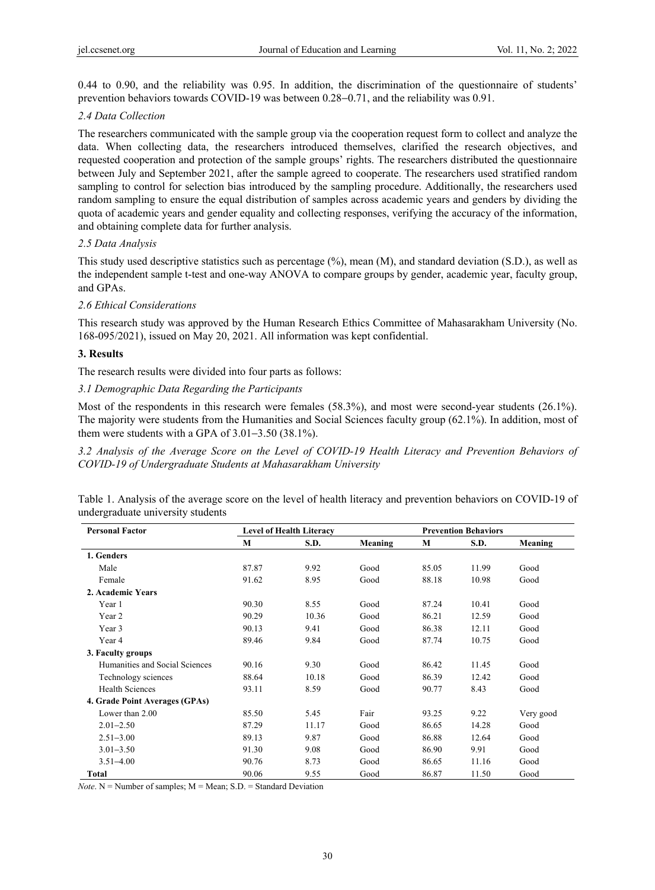0.44 to 0.90, and the reliability was 0.95. In addition, the discrimination of the questionnaire of students' prevention behaviors towards COVID-19 was between 0.28–0.71, and the reliability was 0.91.

### *2.4 Data Collection*

The researchers communicated with the sample group via the cooperation request form to collect and analyze the data. When collecting data, the researchers introduced themselves, clarified the research objectives, and requested cooperation and protection of the sample groups' rights. The researchers distributed the questionnaire between July and September 2021, after the sample agreed to cooperate. The researchers used stratified random sampling to control for selection bias introduced by the sampling procedure. Additionally, the researchers used random sampling to ensure the equal distribution of samples across academic years and genders by dividing the quota of academic years and gender equality and collecting responses, verifying the accuracy of the information, and obtaining complete data for further analysis.

### *2.5 Data Analysis*

This study used descriptive statistics such as percentage (%), mean (M), and standard deviation (S.D.), as well as the independent sample t-test and one-way ANOVA to compare groups by gender, academic year, faculty group, and GPAs.

### *2.6 Ethical Considerations*

This research study was approved by the Human Research Ethics Committee of Mahasarakham University (No. 168-095/2021), issued on May 20, 2021. All information was kept confidential.

## **3. Results**

The research results were divided into four parts as follows:

### *3.1 Demographic Data Regarding the Participants*

Most of the respondents in this research were females (58.3%), and most were second-year students (26.1%). The majority were students from the Humanities and Social Sciences faculty group (62.1%). In addition, most of them were students with a GPA of 3.01–3.50 (38.1%).

### *3.2 Analysis of the Average Score on the Level of COVID-19 Health Literacy and Prevention Behaviors of COVID-19 of Undergraduate Students at Mahasarakham University*

Table 1. Analysis of the average score on the level of health literacy and prevention behaviors on COVID-19 of undergraduate university students

| Personal Factor | Level of Health Literacy | | | Prevention Behaviors | | |
|---|---|---|---|---|---|---|
| | M | S.D. | Meaning | M | S.D. | Meaning |
| **1. Genders** | | | | | | |
| Male | 87.87 | 9.92 | Good | 85.05 | 11.99 | Good |
| Female | 91.62 | 8.95 | Good | 88.18 | 10.98 | Good |
| **2. Academic Years** | | | | | | |
| Year 1 | 90.30 | 8.55 | Good | 87.24 | 10.41 | Good |
| Year 2 | 90.29 | 10.36 | Good | 86.21 | 12.59 | Good |
| Year 3 | 90.13 | 9.41 | Good | 86.38 | 12.11 | Good |
| Year 4 | 89.46 | 9.84 | Good | 87.74 | 10.75 | Good |
| **3. Faculty groups** | | | | | | |
| Humanities and Social Sciences | 90.16 | 9.30 | Good | 86.42 | 11.45 | Good |
| Technology sciences | 88.64 | 10.18 | Good | 86.39 | 12.42 | Good |
| Health Sciences | 93.11 | 8.59 | Good | 90.77 | 8.43 | Good |
| **4. Grade Point Averages (GPAs)** | | | | | | |
| Lower than 2.00 | 85.50 | 5.45 | Fair | 93.25 | 9.22 | Very good |
| 2.01–2.50 | 87.29 | 11.17 | Good | 86.65 | 14.28 | Good |
| 2.51–3.00 | 89.13 | 9.87 | Good | 86.88 | 12.64 | Good |
| 3.01–3.50 | 91.30 | 9.08 | Good | 86.90 | 9.91 | Good |
| 3.51–4.00 | 90.76 | 8.73 | Good | 86.65 | 11.16 | Good |
| **Total** | 90.06 | 9.55 | Good | 86.87 | 11.50 | Good |

*Note*. N = Number of samples; M = Mean; S.D. = Standard Deviation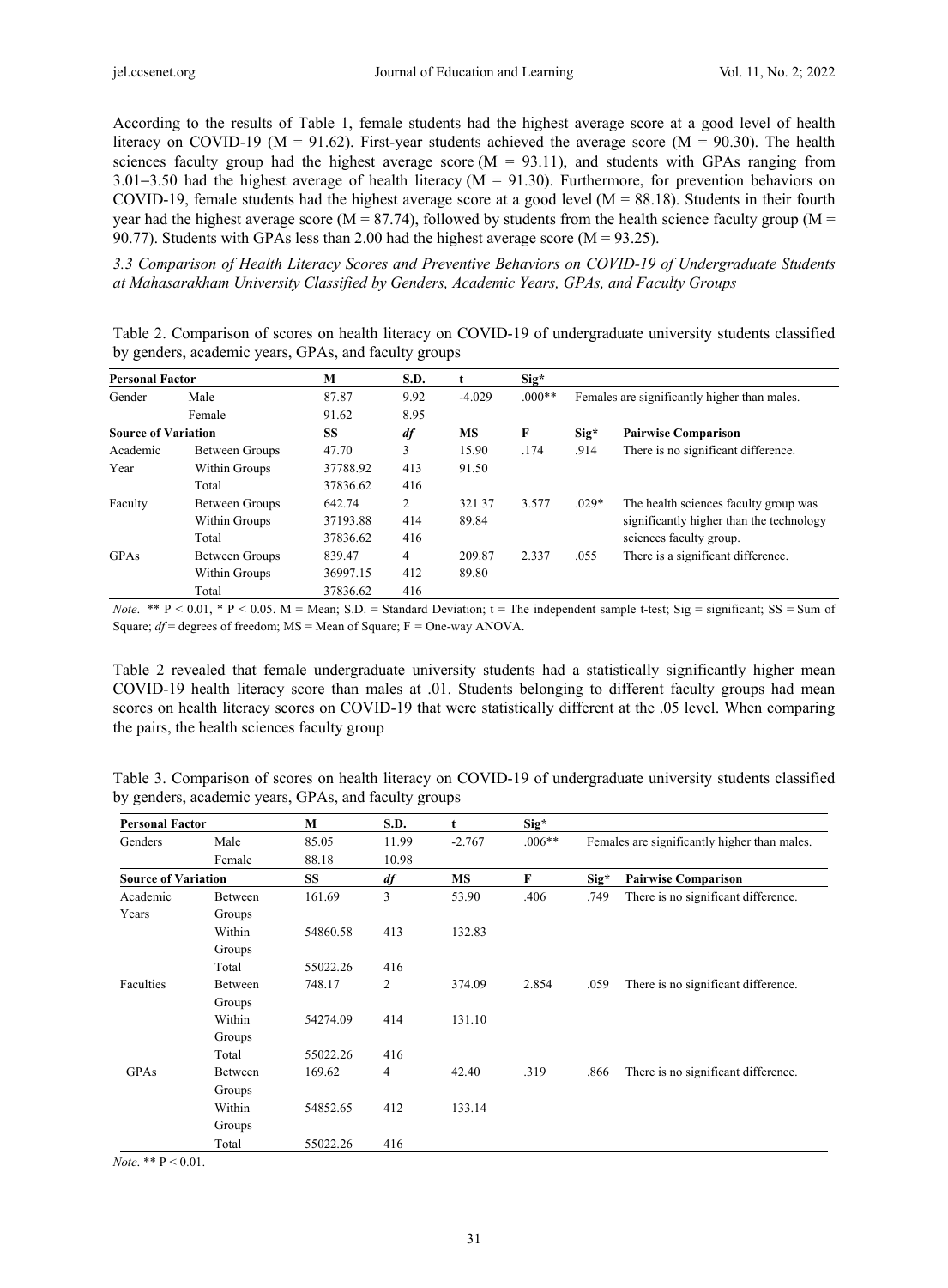According to the results of Table 1, female students had the highest average score at a good level of health literacy on COVID-19 (M = 91.62). First-year students achieved the average score (M = 90.30). The health sciences faculty group had the highest average score (M = 93.11), and students with GPAs ranging from 3.01–3.50 had the highest average of health literacy (M = 91.30). Furthermore, for prevention behaviors on COVID-19, female students had the highest average score at a good level (M = 88.18). Students in their fourth year had the highest average score (M = 87.74), followed by students from the health science faculty group (M = 90.77). Students with GPAs less than 2.00 had the highest average score (M = 93.25).

### *3.3 Comparison of Health Literacy Scores and Preventive Behaviors on COVID-19 of Undergraduate Students at Mahasarakham University Classified by Genders, Academic Years, GPAs, and Faculty Groups*

Table 2. Comparison of scores on health literacy on COVID-19 of undergraduate university students classified by genders, academic years, GPAs, and faculty groups

| **Personal Factor** | | **M** | **S.D.** | **t** | **Sig\*** | |
|---|---|---|---|---|---|---|
| Gender | Male | 87.87 | 9.92 | -4.029 | .000** | Females are significantly higher than males. |
| | Female | 91.62 | 8.95 | | | |
| **Source of Variation** | | **SS** | ***df*** | **MS** | **F** | **Sig\*** | **Pairwise Comparison** |
| Academic Year | Between Groups | 47.70 | 3 | 15.90 | .174 | .914 | There is no significant difference. |
| | Within Groups | 37788.92 | 413 | 91.50 | | | |
| | Total | 37836.62 | 416 | | | | |
| Faculty | Between Groups | 642.74 | 2 | 321.37 | 3.577 | .029* | The health sciences faculty group was significantly higher than the technology sciences faculty group. |
| | Within Groups | 37193.88 | 414 | 89.84 | | | |
| | Total | 37836.62 | 416 | | | | |
| GPAs | Between Groups | 839.47 | 4 | 209.87 | 2.337 | .055 | There is a significant difference. |
| | Within Groups | 36997.15 | 412 | 89.80 | | | |
| | Total | 37836.62 | 416 | | | | |

*Note*. ** P < 0.01, * P < 0.05. M = Mean; S.D. = Standard Deviation; t = The independent sample t-test; Sig = significant; SS = Sum of Square; *df* = degrees of freedom; MS = Mean of Square; F = One-way ANOVA.

Table 2 revealed that female undergraduate university students had a statistically significantly higher mean COVID-19 health literacy score than males at .01. Students belonging to different faculty groups had mean scores on health literacy scores on COVID-19 that were statistically different at the .05 level. When comparing the pairs, the health sciences faculty group

Table 3. Comparison of scores on health literacy on COVID-19 of undergraduate university students classified by genders, academic years, GPAs, and faculty groups

| **Personal Factor** | | **M** | **S.D.** | **t** | **Sig\*** | | |
|---|---|---|---|---|---|---|---|
| Genders | Male | 85.05 | 11.99 | -2.767 | .006** | Females are significantly higher than males. | |
| | Female | 88.18 | 10.98 | | | | |
| **Source of Variation** | | **SS** | ***df*** | **MS** | **F** | **Sig\*** | **Pairwise Comparison** |
| Academic Years | Between Groups | 161.69 | 3 | 53.90 | .406 | .749 | There is no significant difference. |
| | Within Groups | 54860.58 | 413 | 132.83 | | | |
| | Total | 55022.26 | 416 | | | | |
| Faculties | Between Groups | 748.17 | 2 | 374.09 | 2.854 | .059 | There is no significant difference. |
| | Within Groups | 54274.09 | 414 | 131.10 | | | |
| | Total | 55022.26 | 416 | | | | |
| GPAs | Between Groups | 169.62 | 4 | 42.40 | .319 | .866 | There is no significant difference. |
| | Within Groups | 54852.65 | 412 | 133.14 | | | |
| | Total | 55022.26 | 416 | | | | |

*Note*. ** P < 0.01.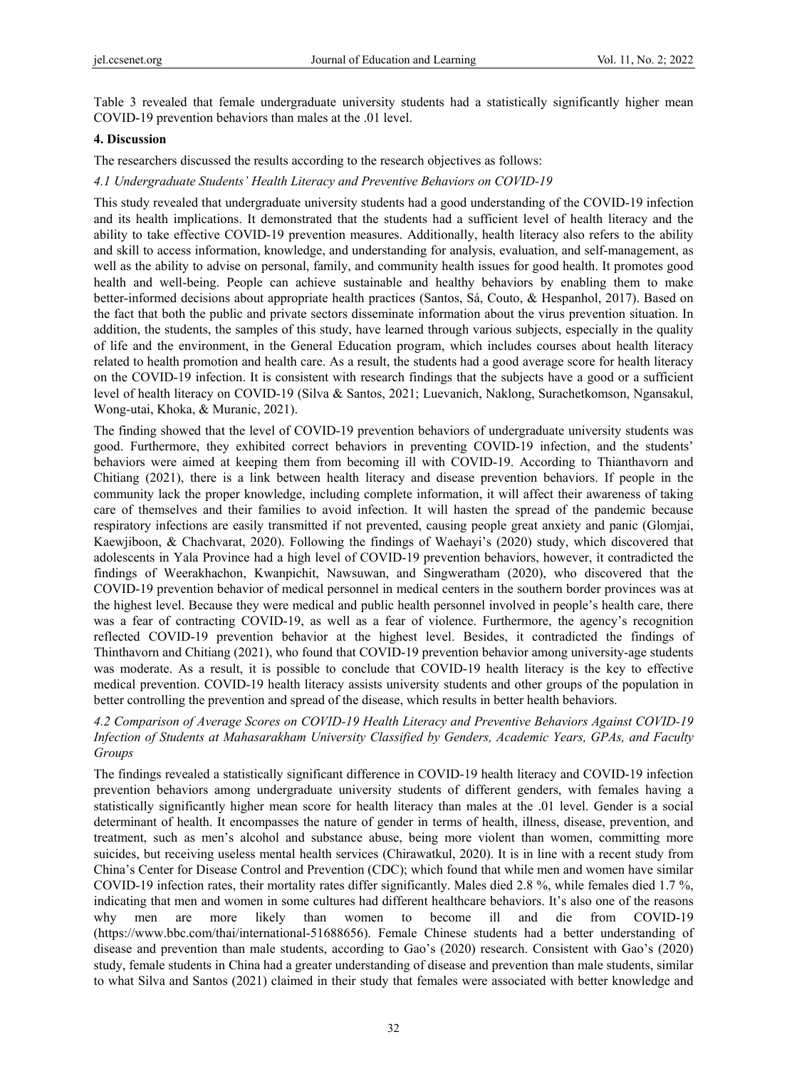Table 3 revealed that female undergraduate university students had a statistically significantly higher mean COVID-19 prevention behaviors than males at the .01 level.

## 4. Discussion

The researchers discussed the results according to the research objectives as follows:

### *4.1 Undergraduate Students' Health Literacy and Preventive Behaviors on COVID-19*

This study revealed that undergraduate university students had a good understanding of the COVID-19 infection and its health implications. It demonstrated that the students had a sufficient level of health literacy and the ability to take effective COVID-19 prevention measures. Additionally, health literacy also refers to the ability and skill to access information, knowledge, and understanding for analysis, evaluation, and self-management, as well as the ability to advise on personal, family, and community health issues for good health. It promotes good health and well-being. People can achieve sustainable and healthy behaviors by enabling them to make better-informed decisions about appropriate health practices (Santos, Sá, Couto, & Hespanhol, 2017). Based on the fact that both the public and private sectors disseminate information about the virus prevention situation. In addition, the students, the samples of this study, have learned through various subjects, especially in the quality of life and the environment, in the General Education program, which includes courses about health literacy related to health promotion and health care. As a result, the students had a good average score for health literacy on the COVID-19 infection. It is consistent with research findings that the subjects have a good or a sufficient level of health literacy on COVID-19 (Silva & Santos, 2021; Luevanich, Naklong, Surachetkomson, Ngansakul, Wong-utai, Khoka, & Muranic, 2021).

The finding showed that the level of COVID-19 prevention behaviors of undergraduate university students was good. Furthermore, they exhibited correct behaviors in preventing COVID-19 infection, and the students' behaviors were aimed at keeping them from becoming ill with COVID-19. According to Thianthavorn and Chitiang (2021), there is a link between health literacy and disease prevention behaviors. If people in the community lack the proper knowledge, including complete information, it will affect their awareness of taking care of themselves and their families to avoid infection. It will hasten the spread of the pandemic because respiratory infections are easily transmitted if not prevented, causing people great anxiety and panic (Glomjai, Kaewjiboon, & Chachvarat, 2020). Following the findings of Waehayi's (2020) study, which discovered that adolescents in Yala Province had a high level of COVID-19 prevention behaviors, however, it contradicted the findings of Weerakhachon, Kwanpichit, Nawsuwan, and Singweratham (2020), who discovered that the COVID-19 prevention behavior of medical personnel in medical centers in the southern border provinces was at the highest level. Because they were medical and public health personnel involved in people's health care, there was a fear of contracting COVID-19, as well as a fear of violence. Furthermore, the agency's recognition reflected COVID-19 prevention behavior at the highest level. Besides, it contradicted the findings of Thinthavorn and Chitiang (2021), who found that COVID-19 prevention behavior among university-age students was moderate. As a result, it is possible to conclude that COVID-19 health literacy is the key to effective medical prevention. COVID-19 health literacy assists university students and other groups of the population in better controlling the prevention and spread of the disease, which results in better health behaviors.

### *4.2 Comparison of Average Scores on COVID-19 Health Literacy and Preventive Behaviors Against COVID-19 Infection of Students at Mahasarakham University Classified by Genders, Academic Years, GPAs, and Faculty Groups*

The findings revealed a statistically significant difference in COVID-19 health literacy and COVID-19 infection prevention behaviors among undergraduate university students of different genders, with females having a statistically significantly higher mean score for health literacy than males at the .01 level. Gender is a social determinant of health. It encompasses the nature of gender in terms of health, illness, disease, prevention, and treatment, such as men's alcohol and substance abuse, being more violent than women, committing more suicides, but receiving useless mental health services (Chirawatkul, 2020). It is in line with a recent study from China's Center for Disease Control and Prevention (CDC); which found that while men and women have similar COVID-19 infection rates, their mortality rates differ significantly. Males died 2.8 %, while females died 1.7 %, indicating that men and women in some cultures had different healthcare behaviors. It's also one of the reasons why men are more likely than women to become ill and die from COVID-19 (https://www.bbc.com/thai/international-51688656). Female Chinese students had a better understanding of disease and prevention than male students, according to Gao's (2020) research. Consistent with Gao's (2020) study, female students in China had a greater understanding of disease and prevention than male students, similar to what Silva and Santos (2021) claimed in their study that females were associated with better knowledge and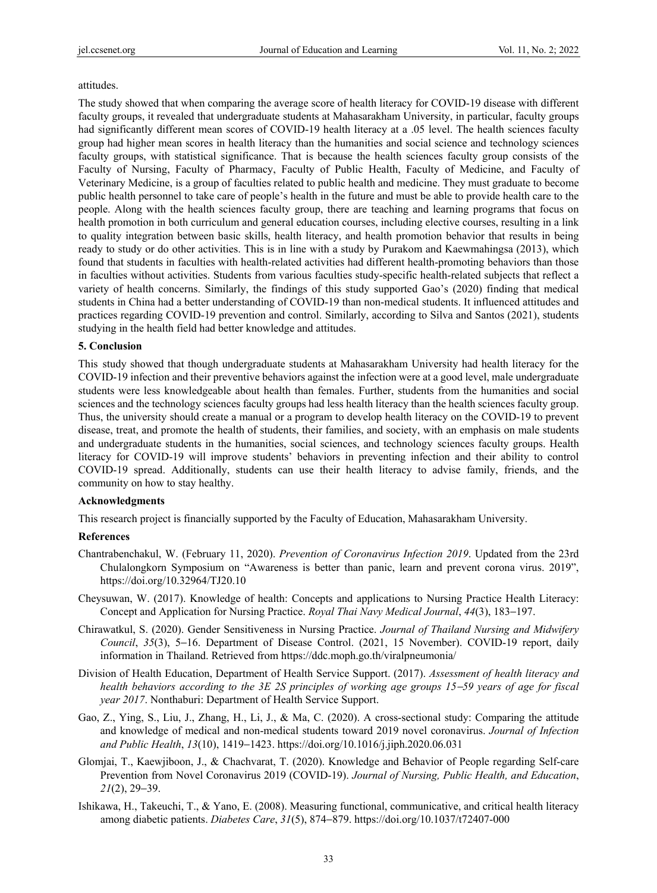attitudes.

The study showed that when comparing the average score of health literacy for COVID-19 disease with different faculty groups, it revealed that undergraduate students at Mahasarakham University, in particular, faculty groups had significantly different mean scores of COVID-19 health literacy at a .05 level. The health sciences faculty group had higher mean scores in health literacy than the humanities and social science and technology sciences faculty groups, with statistical significance. That is because the health sciences faculty group consists of the Faculty of Nursing, Faculty of Pharmacy, Faculty of Public Health, Faculty of Medicine, and Faculty of Veterinary Medicine, is a group of faculties related to public health and medicine. They must graduate to become public health personnel to take care of people's health in the future and must be able to provide health care to the people. Along with the health sciences faculty group, there are teaching and learning programs that focus on health promotion in both curriculum and general education courses, including elective courses, resulting in a link to quality integration between basic skills, health literacy, and health promotion behavior that results in being ready to study or do other activities. This is in line with a study by Purakom and Kaewmahingsa (2013), which found that students in faculties with health-related activities had different health-promoting behaviors than those in faculties without activities. Students from various faculties study-specific health-related subjects that reflect a variety of health concerns. Similarly, the findings of this study supported Gao's (2020) finding that medical students in China had a better understanding of COVID-19 than non-medical students. It influenced attitudes and practices regarding COVID-19 prevention and control. Similarly, according to Silva and Santos (2021), students studying in the health field had better knowledge and attitudes.

## 5. Conclusion

This study showed that though undergraduate students at Mahasarakham University had health literacy for the COVID-19 infection and their preventive behaviors against the infection were at a good level, male undergraduate students were less knowledgeable about health than females. Further, students from the humanities and social sciences and the technology sciences faculty groups had less health literacy than the health sciences faculty group. Thus, the university should create a manual or a program to develop health literacy on the COVID-19 to prevent disease, treat, and promote the health of students, their families, and society, with an emphasis on male students and undergraduate students in the humanities, social sciences, and technology sciences faculty groups. Health literacy for COVID-19 will improve students' behaviors in preventing infection and their ability to control COVID-19 spread. Additionally, students can use their health literacy to advise family, friends, and the community on how to stay healthy.

## Acknowledgments

This research project is financially supported by the Faculty of Education, Mahasarakham University.

## References

Chantrabenchakul, W. (February 11, 2020). *Prevention of Coronavirus Infection 2019*. Updated from the 23rd Chulalongkorn Symposium on "Awareness is better than panic, learn and prevent corona virus. 2019", https://doi.org/10.32964/TJ20.10

Cheysuwan, W. (2017). Knowledge of health: Concepts and applications to Nursing Practice Health Literacy: Concept and Application for Nursing Practice. *Royal Thai Navy Medical Journal*, *44*(3), 183–197.

Chirawatkul, S. (2020). Gender Sensitiveness in Nursing Practice. *Journal of Thailand Nursing and Midwifery Council*, *35*(3), 5–16. Department of Disease Control. (2021, 15 November). COVID-19 report, daily information in Thailand. Retrieved from https://ddc.moph.go.th/viralpneumonia/

Division of Health Education, Department of Health Service Support. (2017). *Assessment of health literacy and health behaviors according to the 3E 2S principles of working age groups 15–59 years of age for fiscal year 2017*. Nonthaburi: Department of Health Service Support.

Gao, Z., Ying, S., Liu, J., Zhang, H., Li, J., & Ma, C. (2020). A cross-sectional study: Comparing the attitude and knowledge of medical and non-medical students toward 2019 novel coronavirus. *Journal of Infection and Public Health*, *13*(10), 1419–1423. https://doi.org/10.1016/j.jiph.2020.06.031

Glomjai, T., Kaewjiboon, J., & Chachvarat, T. (2020). Knowledge and Behavior of People regarding Self-care Prevention from Novel Coronavirus 2019 (COVID-19). *Journal of Nursing, Public Health, and Education*, *21*(2), 29–39.

Ishikawa, H., Takeuchi, T., & Yano, E. (2008). Measuring functional, communicative, and critical health literacy among diabetic patients. *Diabetes Care*, *31*(5), 874–879. https://doi.org/10.1037/t72407-000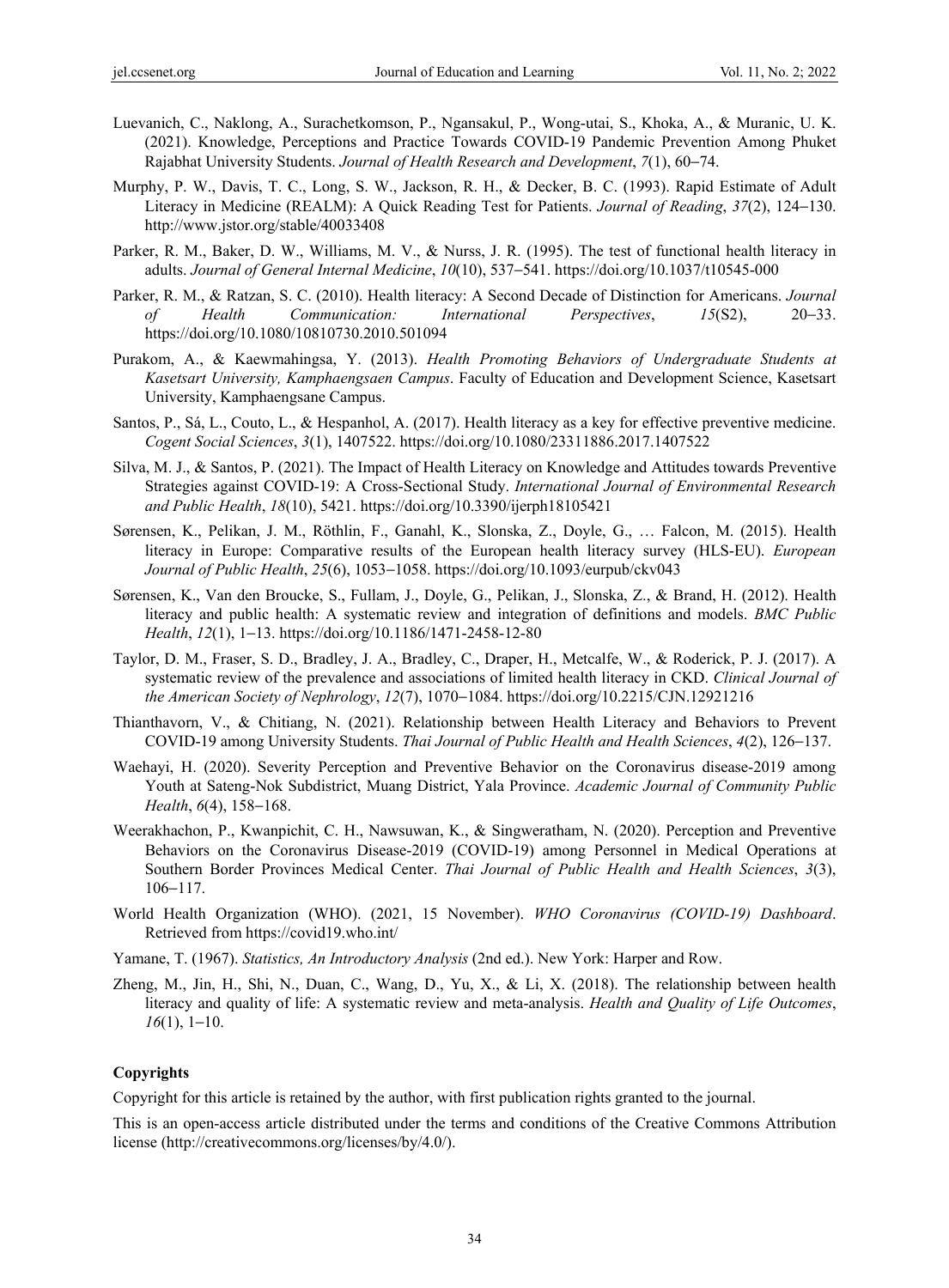Luevanich, C., Naklong, A., Surachetkomson, P., Ngansakul, P., Wong-utai, S., Khoka, A., & Muranic, U. K. (2021). Knowledge, Perceptions and Practice Towards COVID-19 Pandemic Prevention Among Phuket Rajabhat University Students. *Journal of Health Research and Development*, *7*(1), 60‒74.

Murphy, P. W., Davis, T. C., Long, S. W., Jackson, R. H., & Decker, B. C. (1993). Rapid Estimate of Adult Literacy in Medicine (REALM): A Quick Reading Test for Patients. *Journal of Reading*, *37*(2), 124‒130. http://www.jstor.org/stable/40033408

Parker, R. M., Baker, D. W., Williams, M. V., & Nurss, J. R. (1995). The test of functional health literacy in adults. *Journal of General Internal Medicine*, *10*(10), 537‒541. https://doi.org/10.1037/t10545-000

Parker, R. M., & Ratzan, S. C. (2010). Health literacy: A Second Decade of Distinction for Americans. *Journal of Health Communication: International Perspectives*, *15*(S2), 20‒33. https://doi.org/10.1080/10810730.2010.501094

Purakom, A., & Kaewmahingsa, Y. (2013). *Health Promoting Behaviors of Undergraduate Students at Kasetsart University, Kamphaengsaen Campus*. Faculty of Education and Development Science, Kasetsart University, Kamphaengsane Campus.

Santos, P., Sá, L., Couto, L., & Hespanhol, A. (2017). Health literacy as a key for effective preventive medicine. *Cogent Social Sciences*, *3*(1), 1407522. https://doi.org/10.1080/23311886.2017.1407522

Silva, M. J., & Santos, P. (2021). The Impact of Health Literacy on Knowledge and Attitudes towards Preventive Strategies against COVID-19: A Cross-Sectional Study. *International Journal of Environmental Research and Public Health*, *18*(10), 5421. https://doi.org/10.3390/ijerph18105421

Sørensen, K., Pelikan, J. M., Röthlin, F., Ganahl, K., Slonska, Z., Doyle, G., … Falcon, M. (2015). Health literacy in Europe: Comparative results of the European health literacy survey (HLS-EU). *European Journal of Public Health*, *25*(6), 1053‒1058. https://doi.org/10.1093/eurpub/ckv043

Sørensen, K., Van den Broucke, S., Fullam, J., Doyle, G., Pelikan, J., Slonska, Z., & Brand, H. (2012). Health literacy and public health: A systematic review and integration of definitions and models. *BMC Public Health*, *12*(1), 1‒13. https://doi.org/10.1186/1471-2458-12-80

Taylor, D. M., Fraser, S. D., Bradley, J. A., Bradley, C., Draper, H., Metcalfe, W., & Roderick, P. J. (2017). A systematic review of the prevalence and associations of limited health literacy in CKD. *Clinical Journal of the American Society of Nephrology*, *12*(7), 1070‒1084. https://doi.org/10.2215/CJN.12921216

Thianthavorn, V., & Chitiang, N. (2021). Relationship between Health Literacy and Behaviors to Prevent COVID-19 among University Students. *Thai Journal of Public Health and Health Sciences*, *4*(2), 126‒137.

Waehayi, H. (2020). Severity Perception and Preventive Behavior on the Coronavirus disease-2019 among Youth at Sateng-Nok Subdistrict, Muang District, Yala Province. *Academic Journal of Community Public Health*, *6*(4), 158‒168.

Weerakhachon, P., Kwanpichit, C. H., Nawsuwan, K., & Singweratham, N. (2020). Perception and Preventive Behaviors on the Coronavirus Disease-2019 (COVID-19) among Personnel in Medical Operations at Southern Border Provinces Medical Center. *Thai Journal of Public Health and Health Sciences*, *3*(3), 106‒117.

World Health Organization (WHO). (2021, 15 November). *WHO Coronavirus (COVID-19) Dashboard*. Retrieved from https://covid19.who.int/

Yamane, T. (1967). *Statistics, An Introductory Analysis* (2nd ed.). New York: Harper and Row.

Zheng, M., Jin, H., Shi, N., Duan, C., Wang, D., Yu, X., & Li, X. (2018). The relationship between health literacy and quality of life: A systematic review and meta-analysis. *Health and Quality of Life Outcomes*, *16*(1), 1‒10.

**Copyrights**

Copyright for this article is retained by the author, with first publication rights granted to the journal.

This is an open-access article distributed under the terms and conditions of the Creative Commons Attribution license (http://creativecommons.org/licenses/by/4.0/).